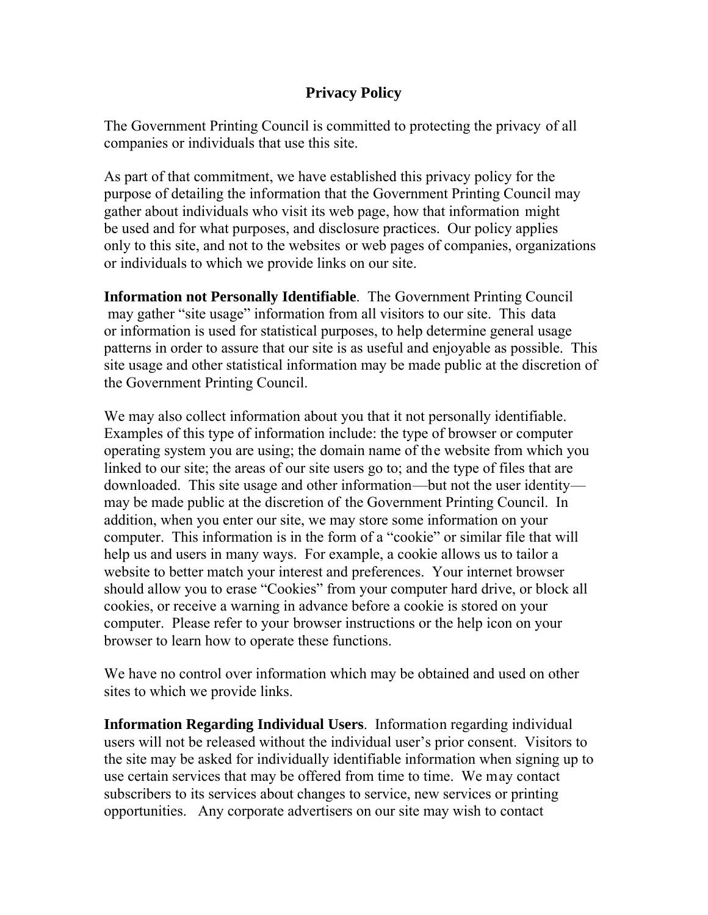# Privacy Policy

The Government Printing Council is committed to protecting the privacy of all companies or individuals that use this site.

As part of that commitment, we have established this privacy policy for the purpose of detailing the information that the Government Printing Council may gather about individuals who visit its web page, how that information might be used and for what purposes, and disclosure practices. Our policy applies only to this site, and not to the websites or web pages of companies, organizations or individuals to which we provide links on our site.

**Information not Personally Identifiable**. The Government Printing Council may gather "site usage" information from all visitors to our site. This data or information is used for statistical purposes, to help determine general usage patterns in order to assure that our site is as useful and enjoyable as possible. This site usage and other statistical information may be made public at the discretion of the Government Printing Council.

We may also collect information about you that it not personally identifiable. Examples of this type of information include: the type of browser or computer operating system you are using; the domain name of the website from which you linked to our site; the areas of our site users go to; and the type of files that are downloaded. This site usage and other information—but not the user identity—may be made public at the discretion of the Government Printing Council. In addition, when you enter our site, we may store some information on your computer. This information is in the form of a "cookie" or similar file that will help us and users in many ways. For example, a cookie allows us to tailor a website to better match your interest and preferences. Your internet browser should allow you to erase "Cookies" from your computer hard drive, or block all cookies, or receive a warning in advance before a cookie is stored on your computer. Please refer to your browser instructions or the help icon on your browser to learn how to operate these functions.

We have no control over information which may be obtained and used on other sites to which we provide links.

**Information Regarding Individual Users**. Information regarding individual users will not be released without the individual user's prior consent. Visitors to the site may be asked for individually identifiable information when signing up to use certain services that may be offered from time to time. We may contact subscribers to its services about changes to service, new services or printing opportunities. Any corporate advertisers on our site may wish to contact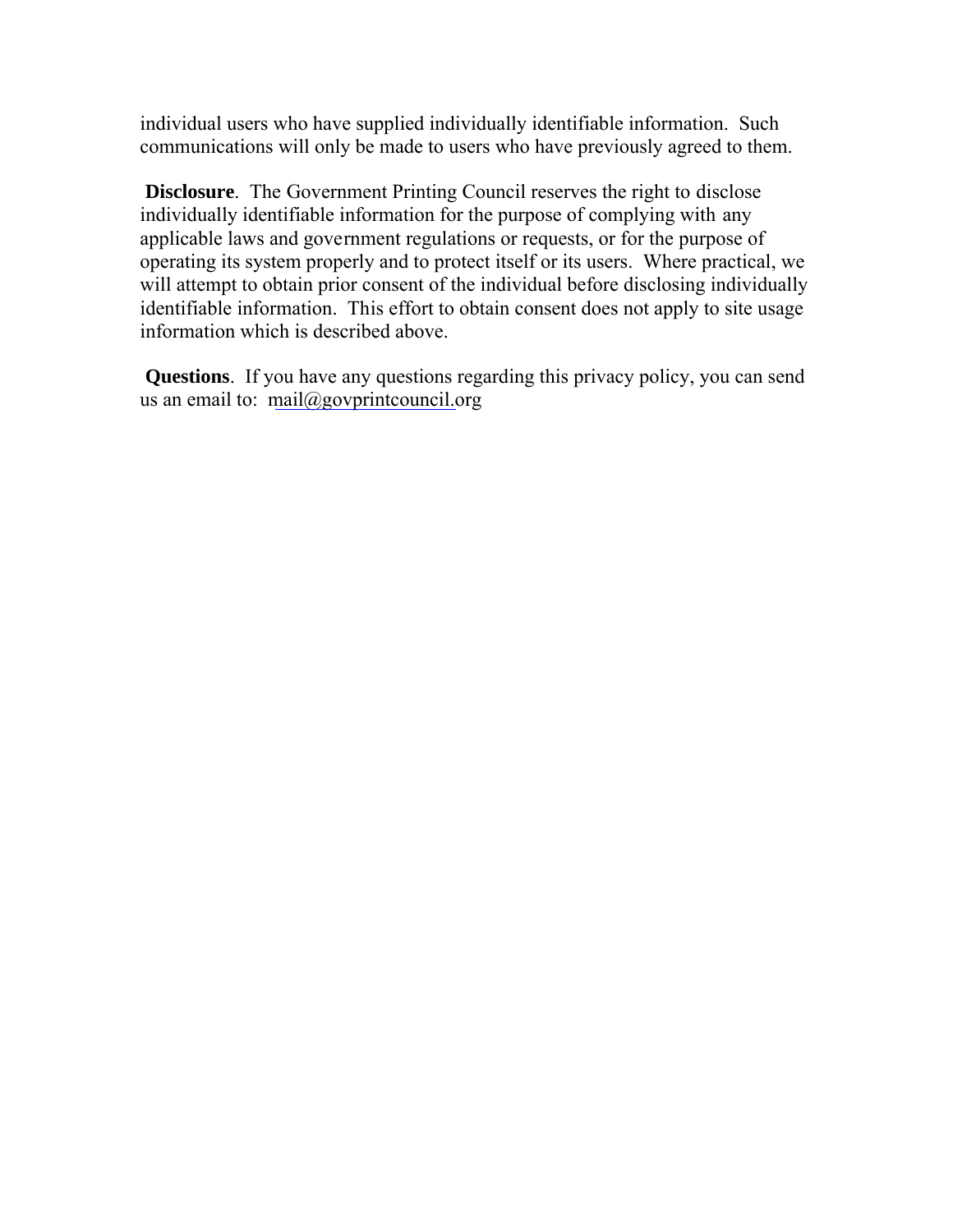individual users who have supplied individually identifiable information. Such communications will only be made to users who have previously agreed to them.

**Disclosure**. The Government Printing Council reserves the right to disclose individually identifiable information for the purpose of complying with any applicable laws and government regulations or requests, or for the purpose of operating its system properly and to protect itself or its users. Where practical, we will attempt to obtain prior consent of the individual before disclosing individually identifiable information. This effort to obtain consent does not apply to site usage information which is described above.

**Questions**. If you have any questions regarding this privacy policy, you can send us an email to: mail@govprintcouncil.org